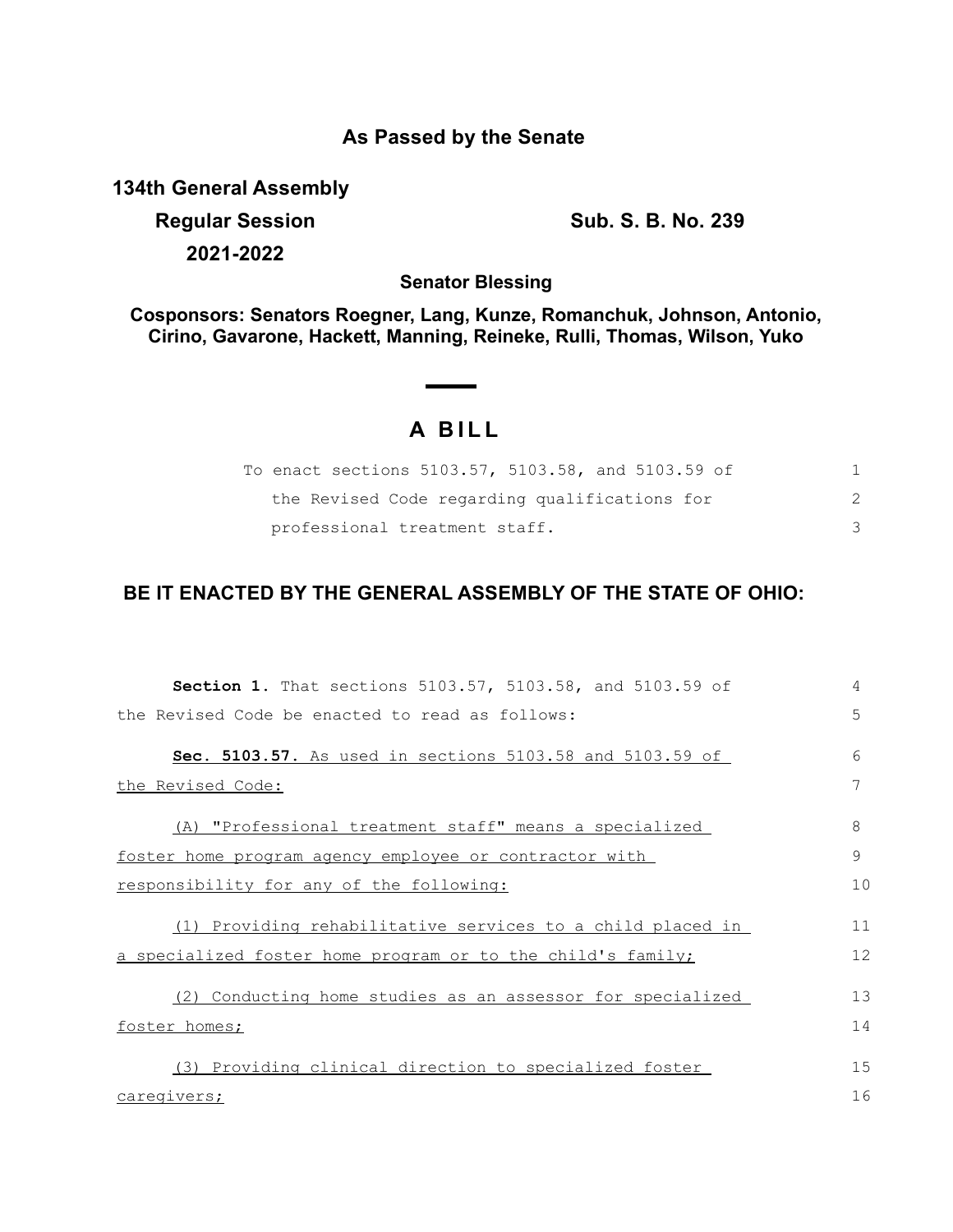**As Passed by the Senate**

**134th General Assembly**

**Regular Session** **Sub. S. B. No. 239**

**2021-2022**

**Senator Blessing**

**Cosponsors: Senators Roegner, Lang, Kunze, Romanchuk, Johnson, Antonio, Cirino, Gavarone, Hackett, Manning, Reineke, Rulli, Thomas, Wilson, Yuko**

# A BILL

To enact sections 5103.57, 5103.58, and 5103.59 of the Revised Code regarding qualifications for professional treatment staff.

**BE IT ENACTED BY THE GENERAL ASSEMBLY OF THE STATE OF OHIO:**

**Section 1.** That sections 5103.57, 5103.58, and 5103.59 of the Revised Code be enacted to read as follows:

**Sec. 5103.57.** As used in sections 5103.58 and 5103.59 of the Revised Code:

(A) "Professional treatment staff" means a specialized foster home program agency employee or contractor with responsibility for any of the following:

(1) Providing rehabilitative services to a child placed in a specialized foster home program or to the child's family;

(2) Conducting home studies as an assessor for specialized foster homes;

(3) Providing clinical direction to specialized foster caregivers;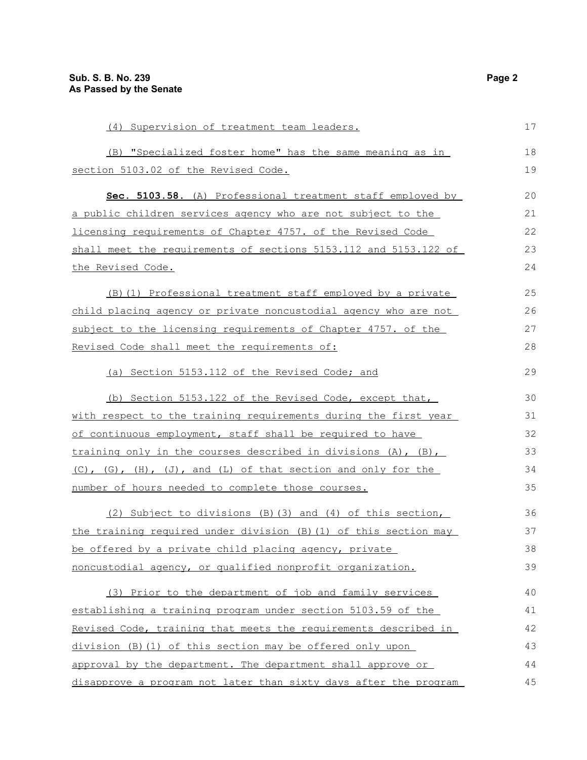(4) Supervision of treatment team leaders.

(B) "Specialized foster home" has the same meaning as in section 5103.02 of the Revised Code.

**Sec. 5103.58.** (A) Professional treatment staff employed by a public children services agency who are not subject to the licensing requirements of Chapter 4757. of the Revised Code shall meet the requirements of sections 5153.112 and 5153.122 of the Revised Code.

(B)(1) Professional treatment staff employed by a private child placing agency or private noncustodial agency who are not subject to the licensing requirements of Chapter 4757. of the Revised Code shall meet the requirements of:

(a) Section 5153.112 of the Revised Code; and

(b) Section 5153.122 of the Revised Code, except that, with respect to the training requirements during the first year of continuous employment, staff shall be required to have training only in the courses described in divisions (A), (B), (C), (G), (H), (J), and (L) of that section and only for the number of hours needed to complete those courses.

(2) Subject to divisions (B)(3) and (4) of this section, the training required under division (B)(1) of this section may be offered by a private child placing agency, private noncustodial agency, or qualified nonprofit organization.

(3) Prior to the department of job and family services establishing a training program under section 5103.59 of the Revised Code, training that meets the requirements described in division (B)(1) of this section may be offered only upon approval by the department. The department shall approve or disapprove a program not later than sixty days after the program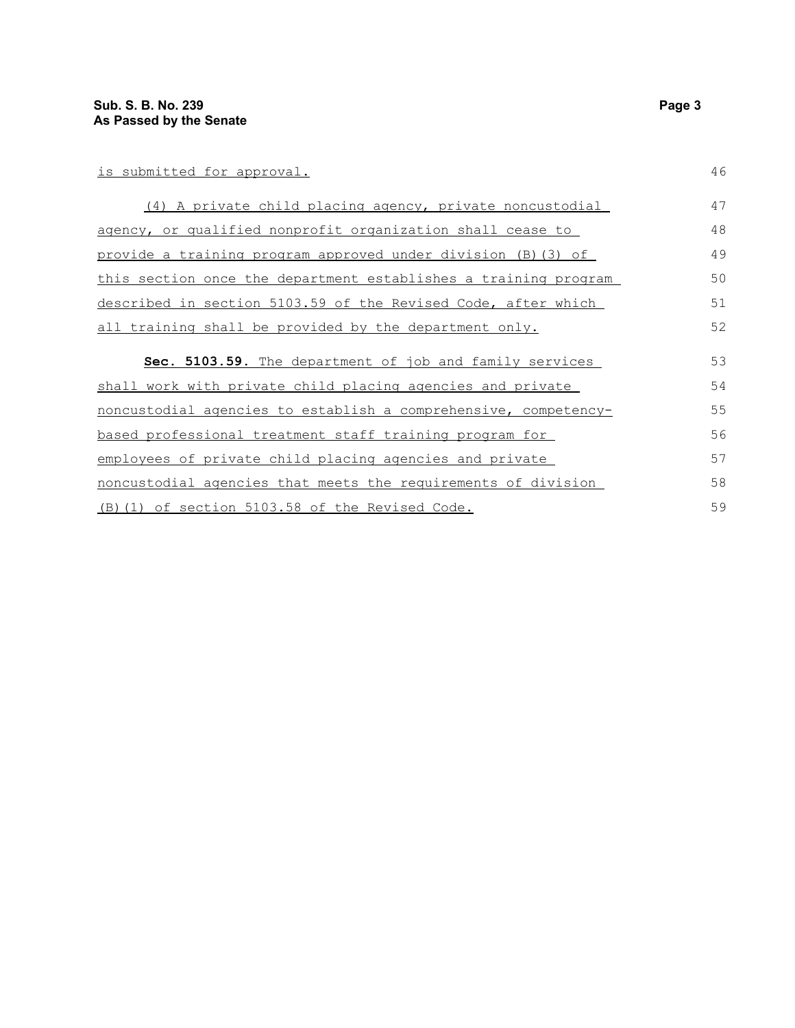is submitted for approval.

(4) A private child placing agency, private noncustodial agency, or qualified nonprofit organization shall cease to provide a training program approved under division (B)(3) of this section once the department establishes a training program described in section 5103.59 of the Revised Code, after which all training shall be provided by the department only.

**Sec. 5103.59.** The department of job and family services shall work with private child placing agencies and private noncustodial agencies to establish a comprehensive, competency-based professional treatment staff training program for employees of private child placing agencies and private noncustodial agencies that meets the requirements of division (B)(1) of section 5103.58 of the Revised Code.